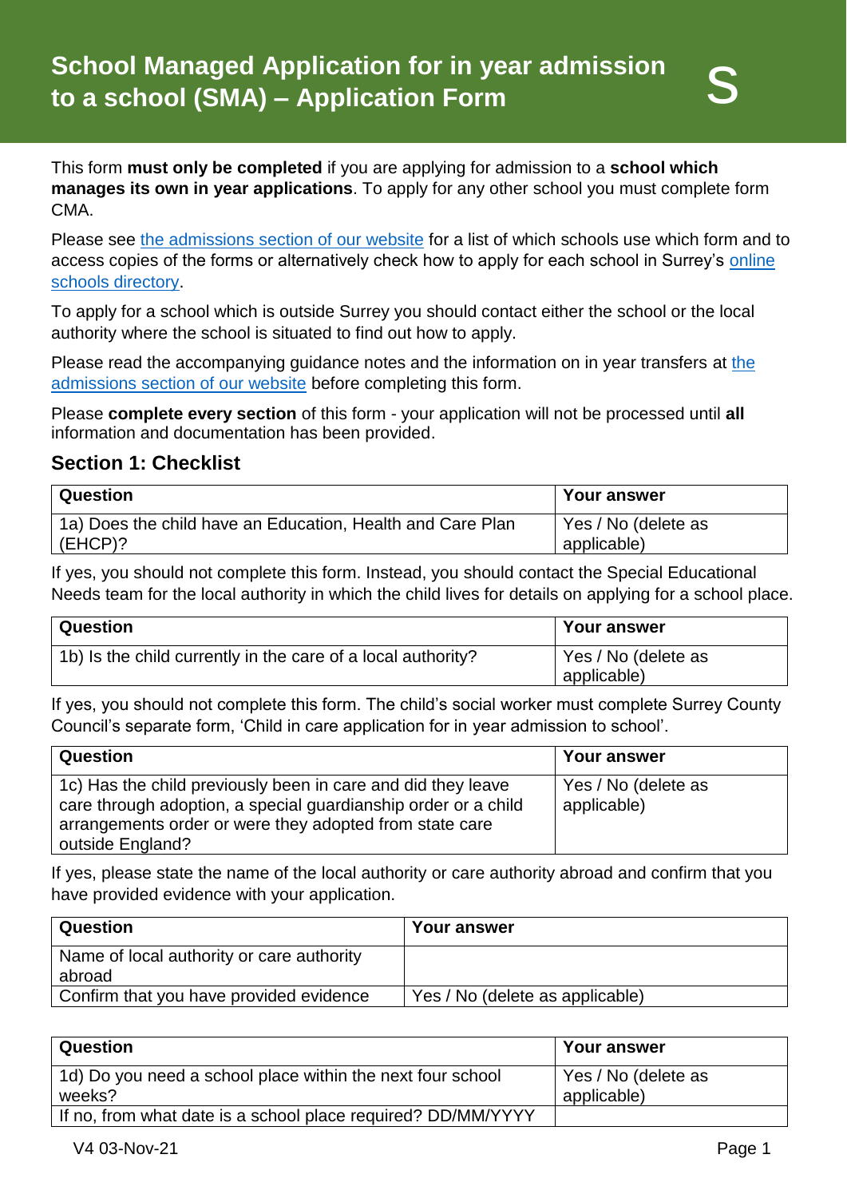# School Managed Application for in year admission to a school (SMA) – Application Form

S

This form **must only be completed** if you are applying for admission to a **school which manages its own in year applications**. To apply for any other school you must complete form CMA.

Please see the admissions section of our website for a list of which schools use which form and to access copies of the forms or alternatively check how to apply for each school in Surrey's online schools directory.

To apply for a school which is outside Surrey you should contact either the school or the local authority where the school is situated to find out how to apply.

Please read the accompanying guidance notes and the information on in year transfers at the admissions section of our website before completing this form.

Please **complete every section** of this form - your application will not be processed until **all** information and documentation has been provided.

## Section 1: Checklist

| Question | Your answer |
|---|---|
| 1a) Does the child have an Education, Health and Care Plan (EHCP)? | Yes / No (delete as applicable) |

If yes, you should not complete this form. Instead, you should contact the Special Educational Needs team for the local authority in which the child lives for details on applying for a school place.

| Question | Your answer |
|---|---|
| 1b) Is the child currently in the care of a local authority? | Yes / No (delete as applicable) |

If yes, you should not complete this form. The child's social worker must complete Surrey County Council's separate form, 'Child in care application for in year admission to school'.

| Question | Your answer |
|---|---|
| 1c) Has the child previously been in care and did they leave care through adoption, a special guardianship order or a child arrangements order or were they adopted from state care outside England? | Yes / No (delete as applicable) |

If yes, please state the name of the local authority or care authority abroad and confirm that you have provided evidence with your application.

| Question | Your answer |
|---|---|
| Name of local authority or care authority abroad | |
| Confirm that you have provided evidence | Yes / No (delete as applicable) |

| Question | Your answer |
|---|---|
| 1d) Do you need a school place within the next four school weeks? | Yes / No (delete as applicable) |
| If no, from what date is a school place required? DD/MM/YYYY | |

V4 03-Nov-21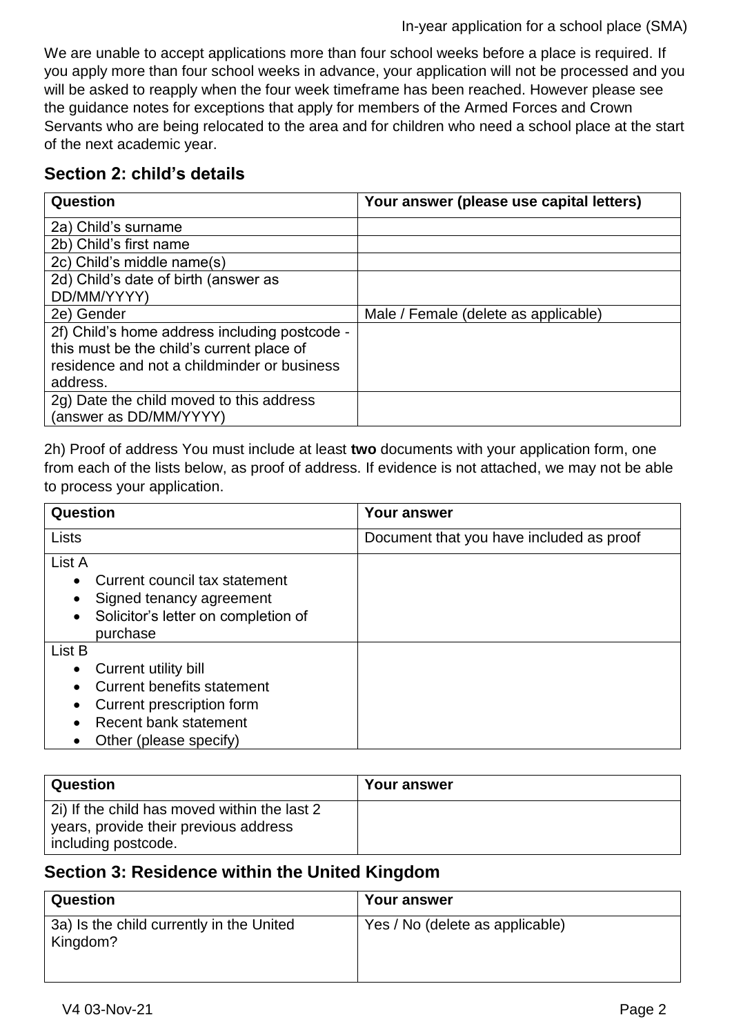We are unable to accept applications more than four school weeks before a place is required. If you apply more than four school weeks in advance, your application will not be processed and you will be asked to reapply when the four week timeframe has been reached. However please see the guidance notes for exceptions that apply for members of the Armed Forces and Crown Servants who are being relocated to the area and for children who need a school place at the start of the next academic year.

## Section 2: child's details

| Question | Your answer (please use capital letters) |
|---|---|
| 2a) Child's surname | |
| 2b) Child's first name | |
| 2c) Child's middle name(s) | |
| 2d) Child's date of birth (answer as DD/MM/YYYY) | |
| 2e) Gender | Male / Female (delete as applicable) |
| 2f) Child's home address including postcode - this must be the child's current place of residence and not a childminder or business address. | |
| 2g) Date the child moved to this address (answer as DD/MM/YYYY) | |

2h) Proof of address You must include at least **two** documents with your application form, one from each of the lists below, as proof of address. If evidence is not attached, we may not be able to process your application.

| Question | Your answer |
|---|---|
| Lists | Document that you have included as proof |
| List A<br>• Current council tax statement<br>• Signed tenancy agreement<br>• Solicitor's letter on completion of purchase | |
| List B<br>• Current utility bill<br>• Current benefits statement<br>• Current prescription form<br>• Recent bank statement<br>• Other (please specify) | |

| Question | Your answer |
|---|---|
| 2i) If the child has moved within the last 2 years, provide their previous address including postcode. | |

## Section 3: Residence within the United Kingdom

| Question | Your answer |
|---|---|
| 3a) Is the child currently in the United Kingdom? | Yes / No (delete as applicable) |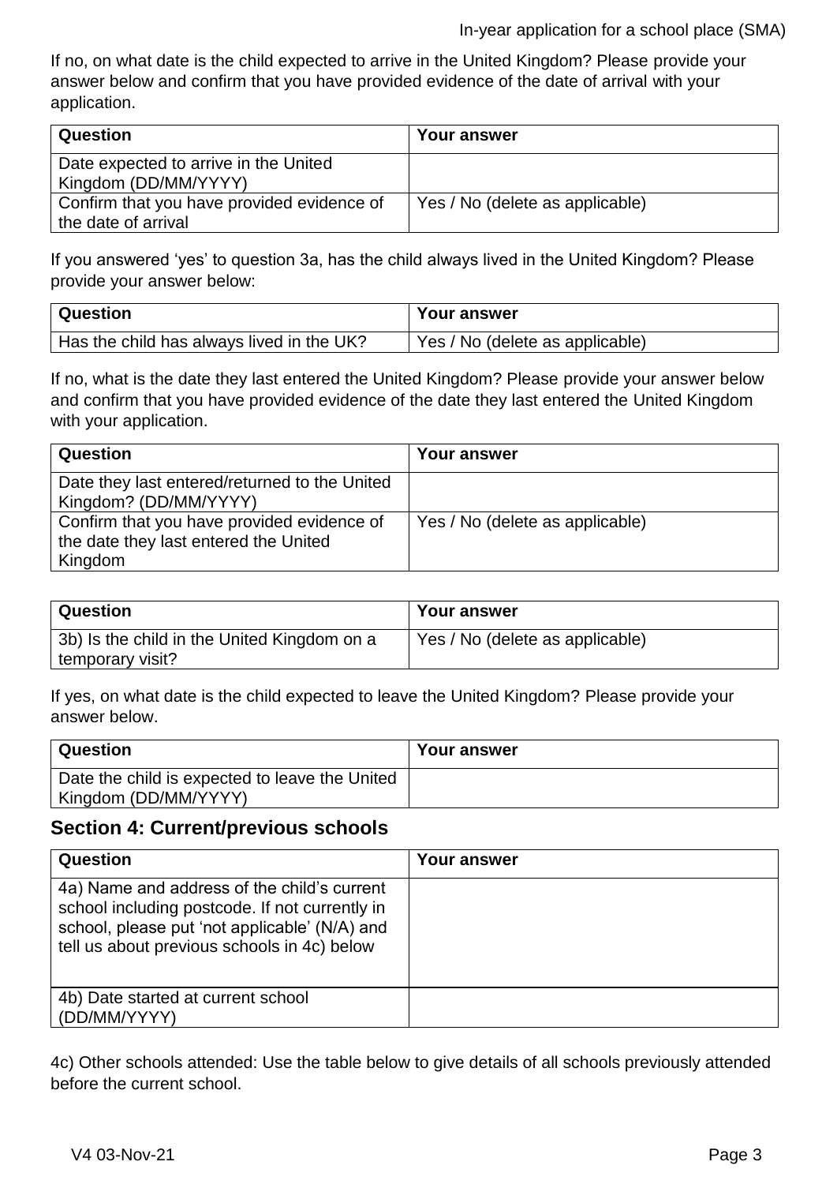If no, on what date is the child expected to arrive in the United Kingdom? Please provide your answer below and confirm that you have provided evidence of the date of arrival with your application.

| Question | Your answer |
| --- | --- |
| Date expected to arrive in the United Kingdom (DD/MM/YYYY) | |
| Confirm that you have provided evidence of the date of arrival | Yes / No (delete as applicable) |

If you answered 'yes' to question 3a, has the child always lived in the United Kingdom? Please provide your answer below:

| Question | Your answer |
| --- | --- |
| Has the child has always lived in the UK? | Yes / No (delete as applicable) |

If no, what is the date they last entered the United Kingdom? Please provide your answer below and confirm that you have provided evidence of the date they last entered the United Kingdom with your application.

| Question | Your answer |
| --- | --- |
| Date they last entered/returned to the United Kingdom? (DD/MM/YYYY) | |
| Confirm that you have provided evidence of the date they last entered the United Kingdom | Yes / No (delete as applicable) |

| Question | Your answer |
| --- | --- |
| 3b) Is the child in the United Kingdom on a temporary visit? | Yes / No (delete as applicable) |

If yes, on what date is the child expected to leave the United Kingdom? Please provide your answer below.

| Question | Your answer |
| --- | --- |
| Date the child is expected to leave the United Kingdom (DD/MM/YYYY) | |

## Section 4: Current/previous schools

| Question | Your answer |
| --- | --- |
| 4a) Name and address of the child's current school including postcode. If not currently in school, please put 'not applicable' (N/A) and tell us about previous schools in 4c) below | |
| 4b) Date started at current school (DD/MM/YYYY) | |

4c) Other schools attended: Use the table below to give details of all schools previously attended before the current school.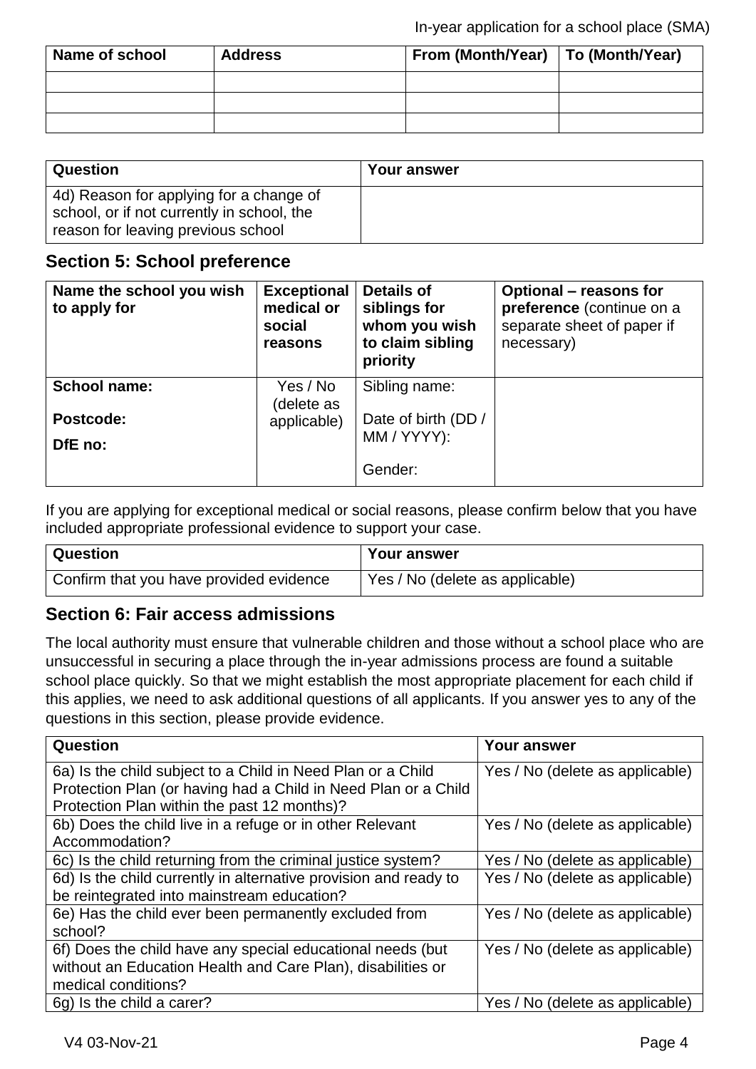| Name of school | Address | From (Month/Year) | To (Month/Year) |
|---|---|---|---|
| | | | |
| | | | |
| | | | |

| Question | Your answer |
|---|---|
| 4d) Reason for applying for a change of school, or if not currently in school, the reason for leaving previous school | |

## Section 5: School preference

| Name the school you wish to apply for | Exceptional medical or social reasons | Details of siblings for whom you wish to claim sibling priority | Optional – reasons for preference (continue on a separate sheet of paper if necessary) |
|---|---|---|---|
| **School name:**<br><br>**Postcode:**<br><br>**DfE no:** | Yes / No (delete as applicable) | Sibling name:<br><br>Date of birth (DD / MM / YYYY):<br><br>Gender: | |

If you are applying for exceptional medical or social reasons, please confirm below that you have included appropriate professional evidence to support your case.

| Question | Your answer |
|---|---|
| Confirm that you have provided evidence | Yes / No (delete as applicable) |

## Section 6: Fair access admissions

The local authority must ensure that vulnerable children and those without a school place who are unsuccessful in securing a place through the in-year admissions process are found a suitable school place quickly. So that we might establish the most appropriate placement for each child if this applies, we need to ask additional questions of all applicants. If you answer yes to any of the questions in this section, please provide evidence.

| Question | Your answer |
|---|---|
| 6a) Is the child subject to a Child in Need Plan or a Child Protection Plan (or having had a Child in Need Plan or a Child Protection Plan within the past 12 months)? | Yes / No (delete as applicable) |
| 6b) Does the child live in a refuge or in other Relevant Accommodation? | Yes / No (delete as applicable) |
| 6c) Is the child returning from the criminal justice system? | Yes / No (delete as applicable) |
| 6d) Is the child currently in alternative provision and ready to be reintegrated into mainstream education? | Yes / No (delete as applicable) |
| 6e) Has the child ever been permanently excluded from school? | Yes / No (delete as applicable) |
| 6f) Does the child have any special educational needs (but without an Education Health and Care Plan), disabilities or medical conditions? | Yes / No (delete as applicable) |
| 6g) Is the child a carer? | Yes / No (delete as applicable) |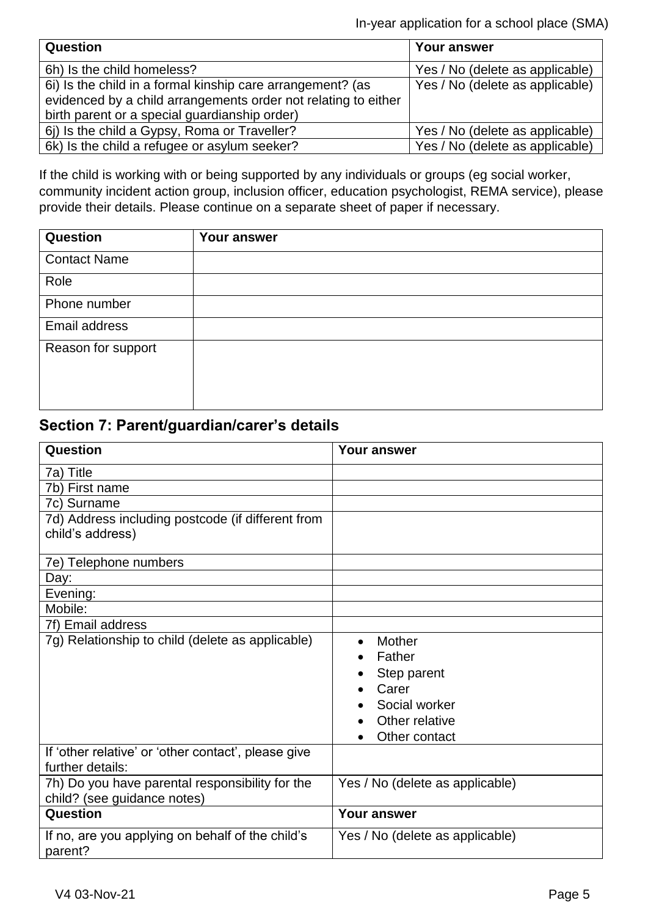| Question | Your answer |
|---|---|
| 6h) Is the child homeless? | Yes / No (delete as applicable) |
| 6i) Is the child in a formal kinship care arrangement? (as evidenced by a child arrangements order not relating to either birth parent or a special guardianship order) | Yes / No (delete as applicable) |
| 6j) Is the child a Gypsy, Roma or Traveller? | Yes / No (delete as applicable) |
| 6k) Is the child a refugee or asylum seeker? | Yes / No (delete as applicable) |

If the child is working with or being supported by any individuals or groups (eg social worker, community incident action group, inclusion officer, education psychologist, REMA service), please provide their details. Please continue on a separate sheet of paper if necessary.

| Question | Your answer |
|---|---|
| Contact Name | |
| Role | |
| Phone number | |
| Email address | |
| Reason for support | |

## Section 7: Parent/guardian/carer's details

| Question | Your answer |
|---|---|
| 7a) Title | |
| 7b) First name | |
| 7c) Surname | |
| 7d) Address including postcode (if different from child's address) | |
| 7e) Telephone numbers | |
| Day: | |
| Evening: | |
| Mobile: | |
| 7f) Email address | |
| 7g) Relationship to child (delete as applicable) | • Mother<br>• Father<br>• Step parent<br>• Carer<br>• Social worker<br>• Other relative<br>• Other contact |
| If 'other relative' or 'other contact', please give further details: | |
| 7h) Do you have parental responsibility for the child? (see guidance notes) | Yes / No (delete as applicable) |
| **Question** | **Your answer** |
| If no, are you applying on behalf of the child's parent? | Yes / No (delete as applicable) |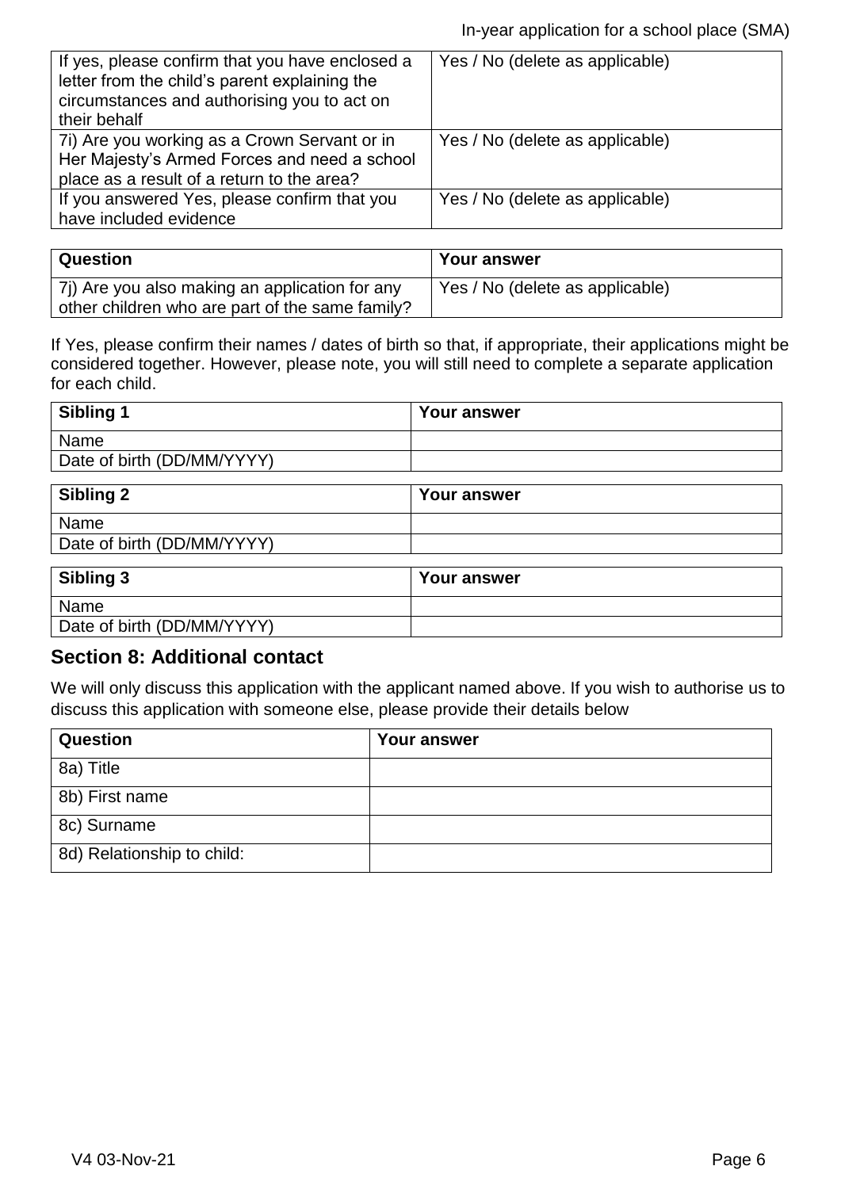| | |
|---|---|
| If yes, please confirm that you have enclosed a letter from the child's parent explaining the circumstances and authorising you to act on their behalf | Yes / No (delete as applicable) |
| 7i) Are you working as a Crown Servant or in Her Majesty's Armed Forces and need a school place as a result of a return to the area? | Yes / No (delete as applicable) |
| If you answered Yes, please confirm that you have included evidence | Yes / No (delete as applicable) |

| Question | Your answer |
|---|---|
| 7j) Are you also making an application for any other children who are part of the same family? | Yes / No (delete as applicable) |

If Yes, please confirm their names / dates of birth so that, if appropriate, their applications might be considered together. However, please note, you will still need to complete a separate application for each child.

| Sibling 1 | Your answer |
|---|---|
| Name | |
| Date of birth (DD/MM/YYYY) | |

| Sibling 2 | Your answer |
|---|---|
| Name | |
| Date of birth (DD/MM/YYYY) | |

| Sibling 3 | Your answer |
|---|---|
| Name | |
| Date of birth (DD/MM/YYYY) | |

## Section 8: Additional contact

We will only discuss this application with the applicant named above. If you wish to authorise us to discuss this application with someone else, please provide their details below

| Question | Your answer |
|---|---|
| 8a) Title | |
| 8b) First name | |
| 8c) Surname | |
| 8d) Relationship to child: | |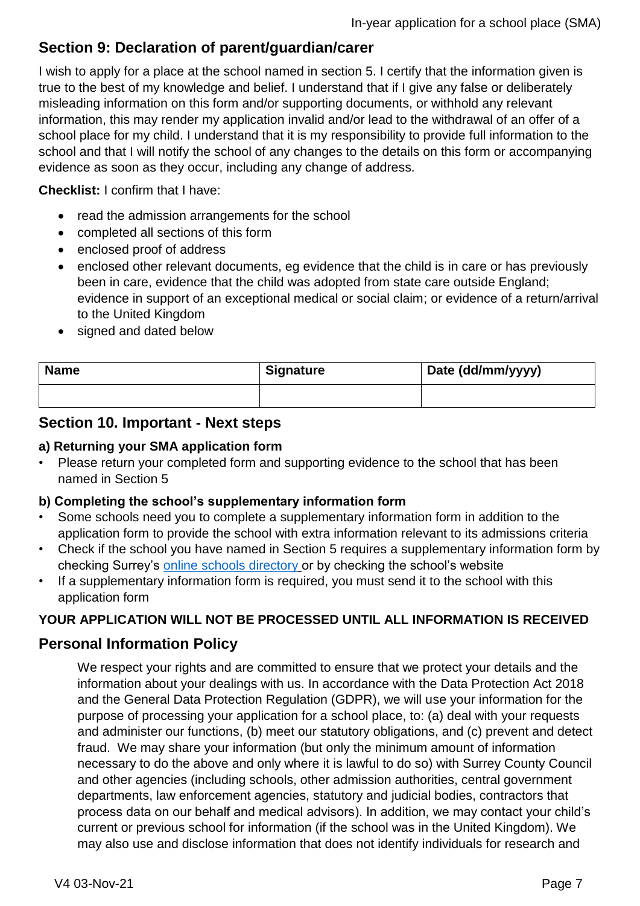## Section 9: Declaration of parent/guardian/carer

I wish to apply for a place at the school named in section 5. I certify that the information given is true to the best of my knowledge and belief. I understand that if I give any false or deliberately misleading information on this form and/or supporting documents, or withhold any relevant information, this may render my application invalid and/or lead to the withdrawal of an offer of a school place for my child. I understand that it is my responsibility to provide full information to the school and that I will notify the school of any changes to the details on this form or accompanying evidence as soon as they occur, including any change of address.

**Checklist:** I confirm that I have:

- read the admission arrangements for the school
- completed all sections of this form
- enclosed proof of address
- enclosed other relevant documents, eg evidence that the child is in care or has previously been in care, evidence that the child was adopted from state care outside England; evidence in support of an exceptional medical or social claim; or evidence of a return/arrival to the United Kingdom
- signed and dated below

| Name | Signature | Date (dd/mm/yyyy) |
|---|---|---|
| | | |

## Section 10. Important - Next steps

### a) Returning your SMA application form

- Please return your completed form and supporting evidence to the school that has been named in Section 5

### b) Completing the school's supplementary information form

- Some schools need you to complete a supplementary information form in addition to the application form to provide the school with extra information relevant to its admissions criteria
- Check if the school you have named in Section 5 requires a supplementary information form by checking Surrey's online schools directory or by checking the school's website
- If a supplementary information form is required, you must send it to the school with this application form

**YOUR APPLICATION WILL NOT BE PROCESSED UNTIL ALL INFORMATION IS RECEIVED**

## Personal Information Policy

We respect your rights and are committed to ensure that we protect your details and the information about your dealings with us. In accordance with the Data Protection Act 2018 and the General Data Protection Regulation (GDPR), we will use your information for the purpose of processing your application for a school place, to: (a) deal with your requests and administer our functions, (b) meet our statutory obligations, and (c) prevent and detect fraud. We may share your information (but only the minimum amount of information necessary to do the above and only where it is lawful to do so) with Surrey County Council and other agencies (including schools, other admission authorities, central government departments, law enforcement agencies, statutory and judicial bodies, contractors that process data on our behalf and medical advisors). In addition, we may contact your child's current or previous school for information (if the school was in the United Kingdom). We may also use and disclose information that does not identify individuals for research and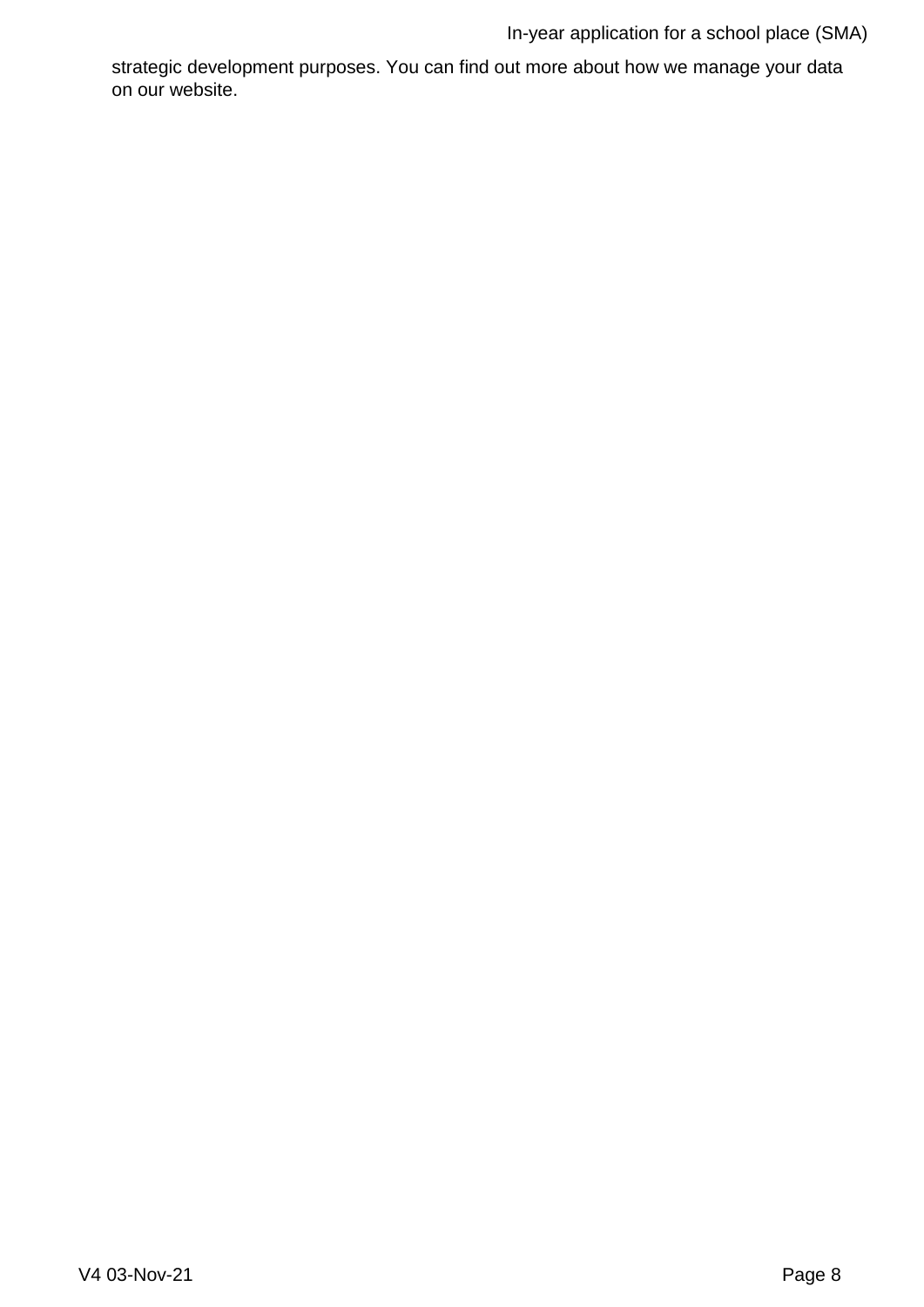strategic development purposes. You can find out more about how we manage your data on our website.